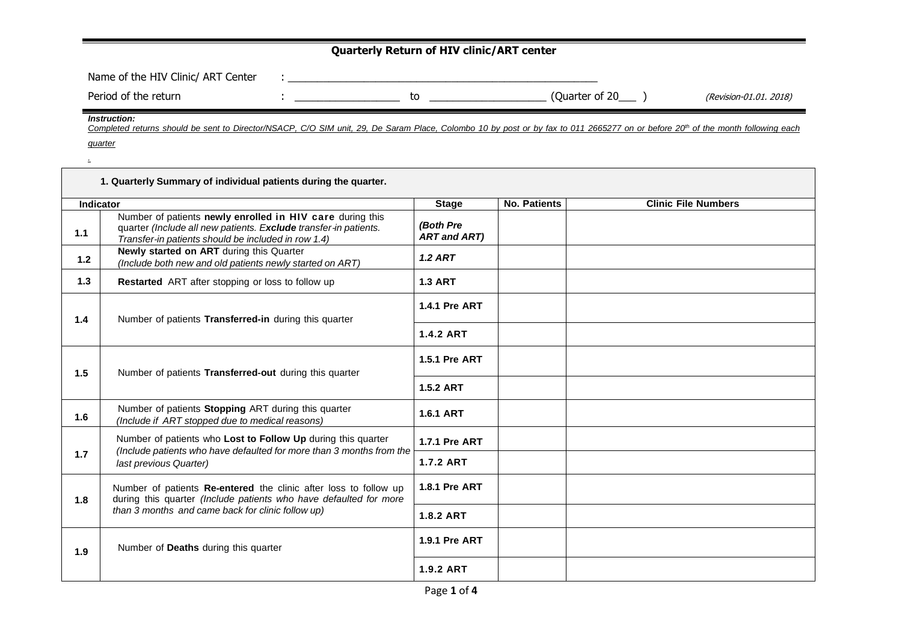# Quarterly Return of HIV clinic/ART center

Name of the HIV Clinic/ ART Center : ____________________________________________________

Period of the return : _________________ to ___________________ (Quarter of 20___ ) *(Revision-01.01. 2018)*

***Instruction:***

*Completed returns should be sent to Director/NSACP, C/O SIM unit, 29, De Saram Place, Colombo 10 by post or by fax to 011 2665277 on or before 20th of the month following each quarter*

## 1. Quarterly Summary of individual patients during the quarter.

| Indicator | | Stage | No. Patients | Clinic File Numbers |
|---|---|---|---|---|
| 1.1 | Number of patients **newly enrolled in HIV care** during this quarter *(Include all new patients. **Exclude** transfer-in patients. Transfer-in patients should be included in row 1.4)* | ***(Both Pre ART and ART)*** | | |
| 1.2 | **Newly started on ART** during this Quarter *(Include both new and old patients newly started on ART)* | ***1.2 ART*** | | |
| 1.3 | **Restarted** ART after stopping or loss to follow up | **1.3 ART** | | |
| 1.4 | Number of patients **Transferred-in** during this quarter | **1.4.1 Pre ART** | | |
| | | **1.4.2 ART** | | |
| 1.5 | Number of patients **Transferred-out** during this quarter | **1.5.1 Pre ART** | | |
| | | **1.5.2 ART** | | |
| 1.6 | Number of patients **Stopping** ART during this quarter *(Include if ART stopped due to medical reasons)* | **1.6.1 ART** | | |
| 1.7 | Number of patients who **Lost to Follow Up** during this quarter *(Include patients who have defaulted for more than 3 months from the last previous Quarter)* | **1.7.1 Pre ART** | | |
| | | **1.7.2 ART** | | |
| 1.8 | Number of patients **Re-entered** the clinic after loss to follow up during this quarter *(Include patients who have defaulted for more than 3 months and came back for clinic follow up)* | **1.8.1 Pre ART** | | |
| | | **1.8.2 ART** | | |
| 1.9 | Number of **Deaths** during this quarter | **1.9.1 Pre ART** | | |
| | | **1.9.2 ART** | | |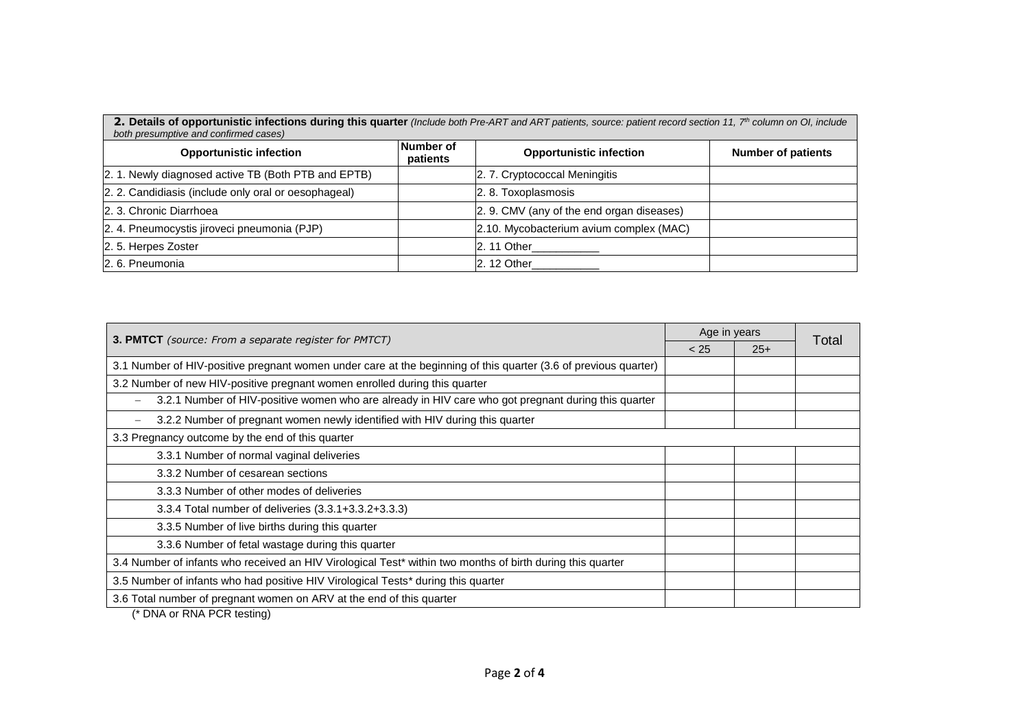| **2. Details of opportunistic infections during this quarter** *(Include both Pre-ART and ART patients, source: patient record section 11, 7th column on OI, include both presumptive and confirmed cases)* | | | |
|---|---|---|---|
| **Opportunistic infection** | **Number of patients** | **Opportunistic infection** | **Number of patients** |
| 2. 1. Newly diagnosed active TB (Both PTB and EPTB) | | 2. 7. Cryptococcal Meningitis | |
| 2. 2. Candidiasis (include only oral or oesophageal) | | 2. 8. Toxoplasmosis | |
| 2. 3. Chronic Diarrhoea | | 2. 9. CMV (any of the end organ diseases) | |
| 2. 4. Pneumocystis jiroveci pneumonia (PJP) | | 2.10. Mycobacterium avium complex (MAC) | |
| 2. 5. Herpes Zoster | | 2. 11 Other___________ | |
| 2. 6. Pneumonia | | 2. 12 Other___________ | |

| **3. PMTCT** *(source: From a separate register for PMTCT)* | Age in years | | Total |
|---|---|---|---|
| | < 25 | 25+ | |
| 3.1 Number of HIV-positive pregnant women under care at the beginning of this quarter (3.6 of previous quarter) | | | |
| 3.2 Number of new HIV-positive pregnant women enrolled during this quarter | | | |
| – 3.2.1 Number of HIV-positive women who are already in HIV care who got pregnant during this quarter | | | |
| – 3.2.2 Number of pregnant women newly identified with HIV during this quarter | | | |
| 3.3 Pregnancy outcome by the end of this quarter | | | |
| 3.3.1 Number of normal vaginal deliveries | | | |
| 3.3.2 Number of cesarean sections | | | |
| 3.3.3 Number of other modes of deliveries | | | |
| 3.3.4 Total number of deliveries (3.3.1+3.3.2+3.3.3) | | | |
| 3.3.5 Number of live births during this quarter | | | |
| 3.3.6 Number of fetal wastage during this quarter | | | |
| 3.4 Number of infants who received an HIV Virological Test* within two months of birth during this quarter | | | |
| 3.5 Number of infants who had positive HIV Virological Tests* during this quarter | | | |
| 3.6 Total number of pregnant women on ARV at the end of this quarter | | | |

(* DNA or RNA PCR testing)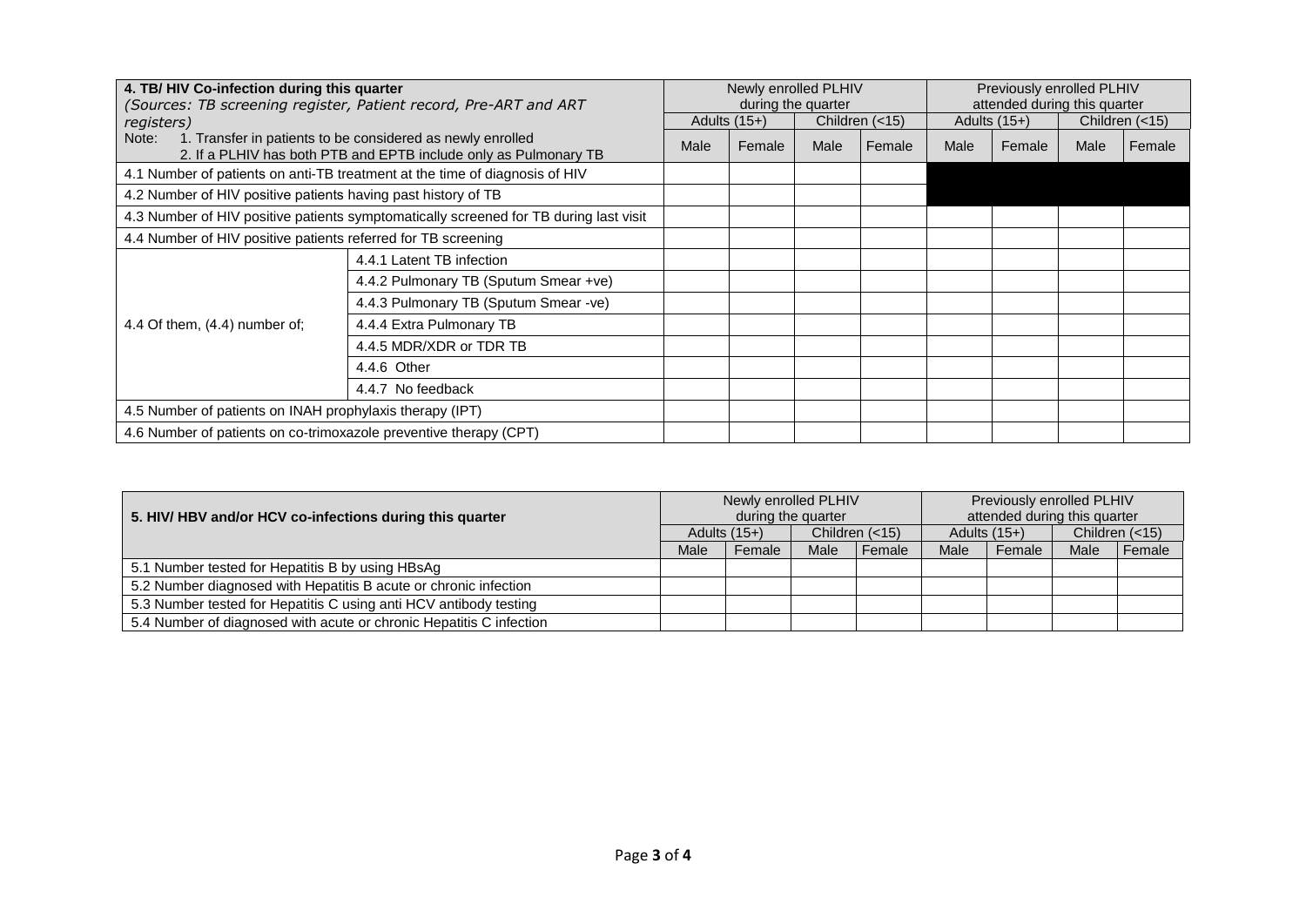| **4. TB/ HIV Co-infection during this quarter** *(Sources: TB screening register, Patient record, Pre-ART and ART registers)* Note: 1. Transfer in patients to be considered as newly enrolled 2. If a PLHIV has both PTB and EPTB include only as Pulmonary TB | | Newly enrolled PLHIV during the quarter | | | | Previously enrolled PLHIV attended during this quarter | | | |
|---|---|---|---|---|---|---|---|---|---|
| | | Adults (15+) | | Children (<15) | | Adults (15+) | | Children (<15) | |
| | | Male | Female | Male | Female | Male | Female | Male | Female |
| 4.1 Number of patients on anti-TB treatment at the time of diagnosis of HIV | | | | | | | | | |
| 4.2 Number of HIV positive patients having past history of TB | | | | | | | | | |
| 4.3 Number of HIV positive patients symptomatically screened for TB during last visit | | | | | | | | | |
| 4.4 Number of HIV positive patients referred for TB screening | | | | | | | | | |
| 4.4 Of them, (4.4) number of; | 4.4.1 Latent TB infection | | | | | | | | |
| | 4.4.2 Pulmonary TB (Sputum Smear +ve) | | | | | | | | |
| | 4.4.3 Pulmonary TB (Sputum Smear -ve) | | | | | | | | |
| | 4.4.4 Extra Pulmonary TB | | | | | | | | |
| | 4.4.5 MDR/XDR or TDR TB | | | | | | | | |
| | 4.4.6 Other | | | | | | | | |
| | 4.4.7 No feedback | | | | | | | | |
| 4.5 Number of patients on INAH prophylaxis therapy (IPT) | | | | | | | | | |
| 4.6 Number of patients on co-trimoxazole preventive therapy (CPT) | | | | | | | | | |

| **5. HIV/ HBV and/or HCV co-infections during this quarter** | Newly enrolled PLHIV during the quarter | | | | Previously enrolled PLHIV attended during this quarter | | | |
|---|---|---|---|---|---|---|---|---|
| | Adults (15+) | | Children (<15) | | Adults (15+) | | Children (<15) | |
| | Male | Female | Male | Female | Male | Female | Male | Female |
| 5.1 Number tested for Hepatitis B by using HBsAg | | | | | | | | |
| 5.2 Number diagnosed with Hepatitis B acute or chronic infection | | | | | | | | |
| 5.3 Number tested for Hepatitis C using anti HCV antibody testing | | | | | | | | |
| 5.4 Number of diagnosed with acute or chronic Hepatitis C infection | | | | | | | | |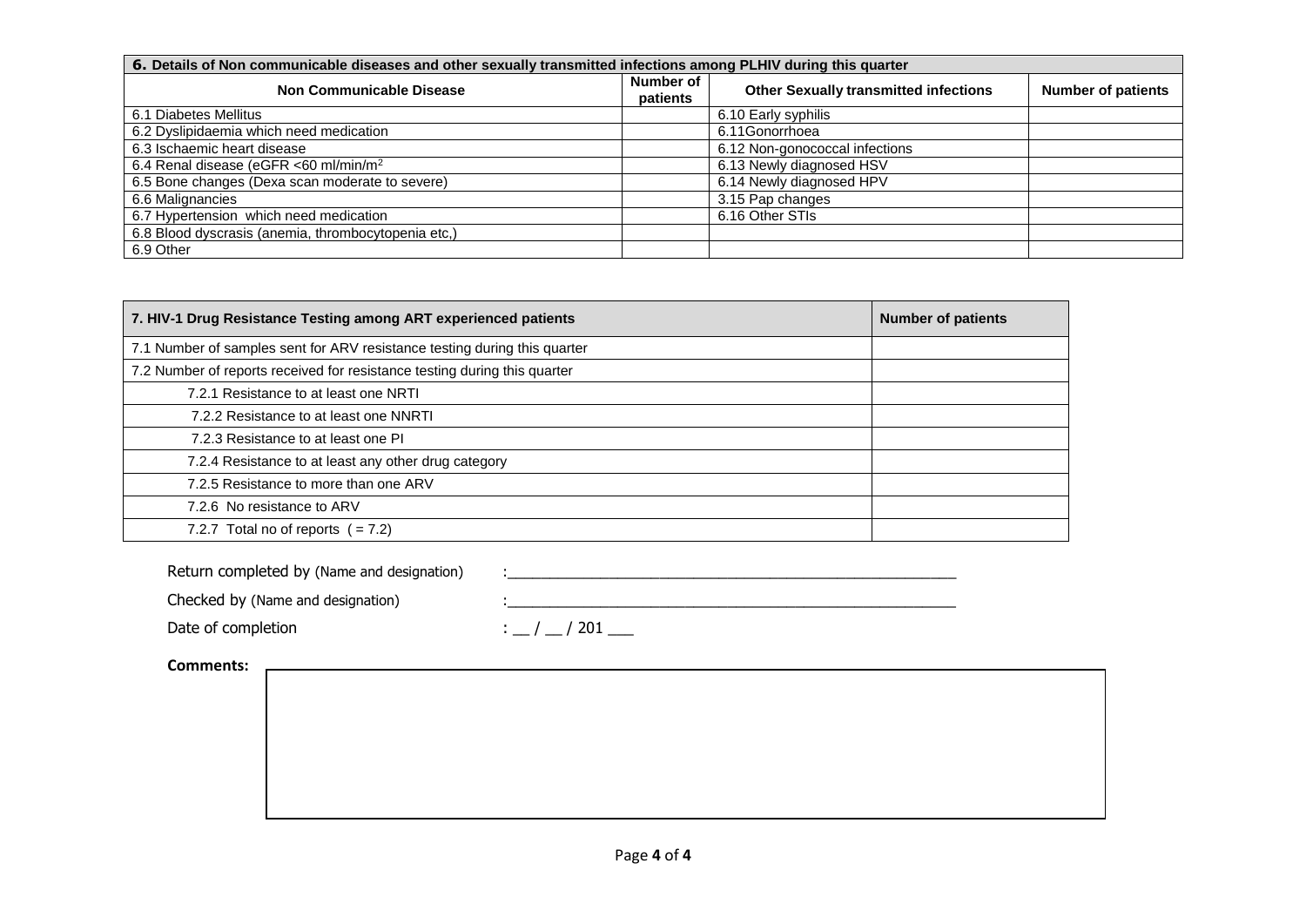| **6. Details of Non communicable diseases and other sexually transmitted infections among PLHIV during this quarter** | | | |
|---|---|---|---|
| **Non Communicable Disease** | **Number of patients** | **Other Sexually transmitted infections** | **Number of patients** |
| 6.1 Diabetes Mellitus | | 6.10 Early syphilis | |
| 6.2 Dyslipidaemia which need medication | | 6.11Gonorrhoea | |
| 6.3 Ischaemic heart disease | | 6.12 Non-gonococcal infections | |
| 6.4 Renal disease (eGFR <60 ml/min/$m^2$ | | 6.13 Newly diagnosed HSV | |
| 6.5 Bone changes (Dexa scan moderate to severe) | | 6.14 Newly diagnosed HPV | |
| 6.6 Malignancies | | 3.15 Pap changes | |
| 6.7 Hypertension which need medication | | 6.16 Other STIs | |
| 6.8 Blood dyscrasis (anemia, thrombocytopenia etc,) | | | |
| 6.9 Other | | | |

| **7. HIV-1 Drug Resistance Testing among ART experienced patients** | **Number of patients** |
|---|---|
| 7.1 Number of samples sent for ARV resistance testing during this quarter | |
| 7.2 Number of reports received for resistance testing during this quarter | |
| 7.2.1 Resistance to at least one NRTI | |
| 7.2.2 Resistance to at least one NNRTI | |
| 7.2.3 Resistance to at least one PI | |
| 7.2.4 Resistance to at least any other drug category | |
| 7.2.5 Resistance to more than one ARV | |
| 7.2.6 No resistance to ARV | |
| 7.2.7 Total no of reports ( = 7.2) | |

Return completed by (Name and designation) :_______________________________________________

Checked by (Name and designation) :_______________________________________________

Date of completion : __ / __ / 201 ___

**Comments:**